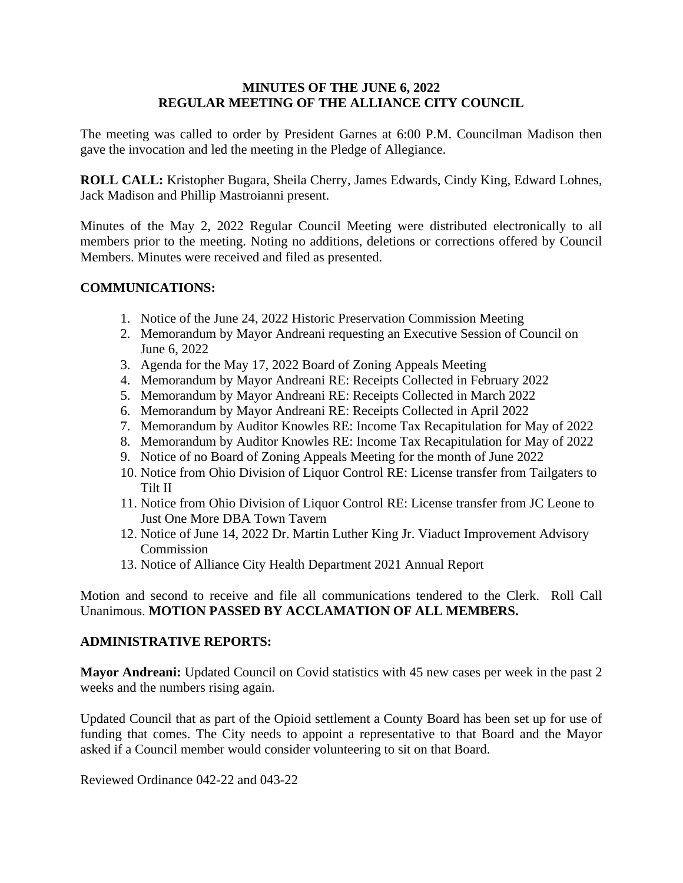# MINUTES OF THE JUNE 6, 2022 REGULAR MEETING OF THE ALLIANCE CITY COUNCIL

The meeting was called to order by President Garnes at 6:00 P.M. Councilman Madison then gave the invocation and led the meeting in the Pledge of Allegiance.

**ROLL CALL:** Kristopher Bugara, Sheila Cherry, James Edwards, Cindy King, Edward Lohnes, Jack Madison and Phillip Mastroianni present.

Minutes of the May 2, 2022 Regular Council Meeting were distributed electronically to all members prior to the meeting. Noting no additions, deletions or corrections offered by Council Members. Minutes were received and filed as presented.

**COMMUNICATIONS:**

1. Notice of the June 24, 2022 Historic Preservation Commission Meeting
2. Memorandum by Mayor Andreani requesting an Executive Session of Council on June 6, 2022
3. Agenda for the May 17, 2022 Board of Zoning Appeals Meeting
4. Memorandum by Mayor Andreani RE: Receipts Collected in February 2022
5. Memorandum by Mayor Andreani RE: Receipts Collected in March 2022
6. Memorandum by Mayor Andreani RE: Receipts Collected in April 2022
7. Memorandum by Auditor Knowles RE: Income Tax Recapitulation for May of 2022
8. Memorandum by Auditor Knowles RE: Income Tax Recapitulation for May of 2022
9. Notice of no Board of Zoning Appeals Meeting for the month of June 2022
10. Notice from Ohio Division of Liquor Control RE: License transfer from Tailgaters to Tilt II
11. Notice from Ohio Division of Liquor Control RE: License transfer from JC Leone to Just One More DBA Town Tavern
12. Notice of June 14, 2022 Dr. Martin Luther King Jr. Viaduct Improvement Advisory Commission
13. Notice of Alliance City Health Department 2021 Annual Report

Motion and second to receive and file all communications tendered to the Clerk. Roll Call Unanimous. **MOTION PASSED BY ACCLAMATION OF ALL MEMBERS.**

**ADMINISTRATIVE REPORTS:**

**Mayor Andreani:** Updated Council on Covid statistics with 45 new cases per week in the past 2 weeks and the numbers rising again.

Updated Council that as part of the Opioid settlement a County Board has been set up for use of funding that comes. The City needs to appoint a representative to that Board and the Mayor asked if a Council member would consider volunteering to sit on that Board.

Reviewed Ordinance 042-22 and 043-22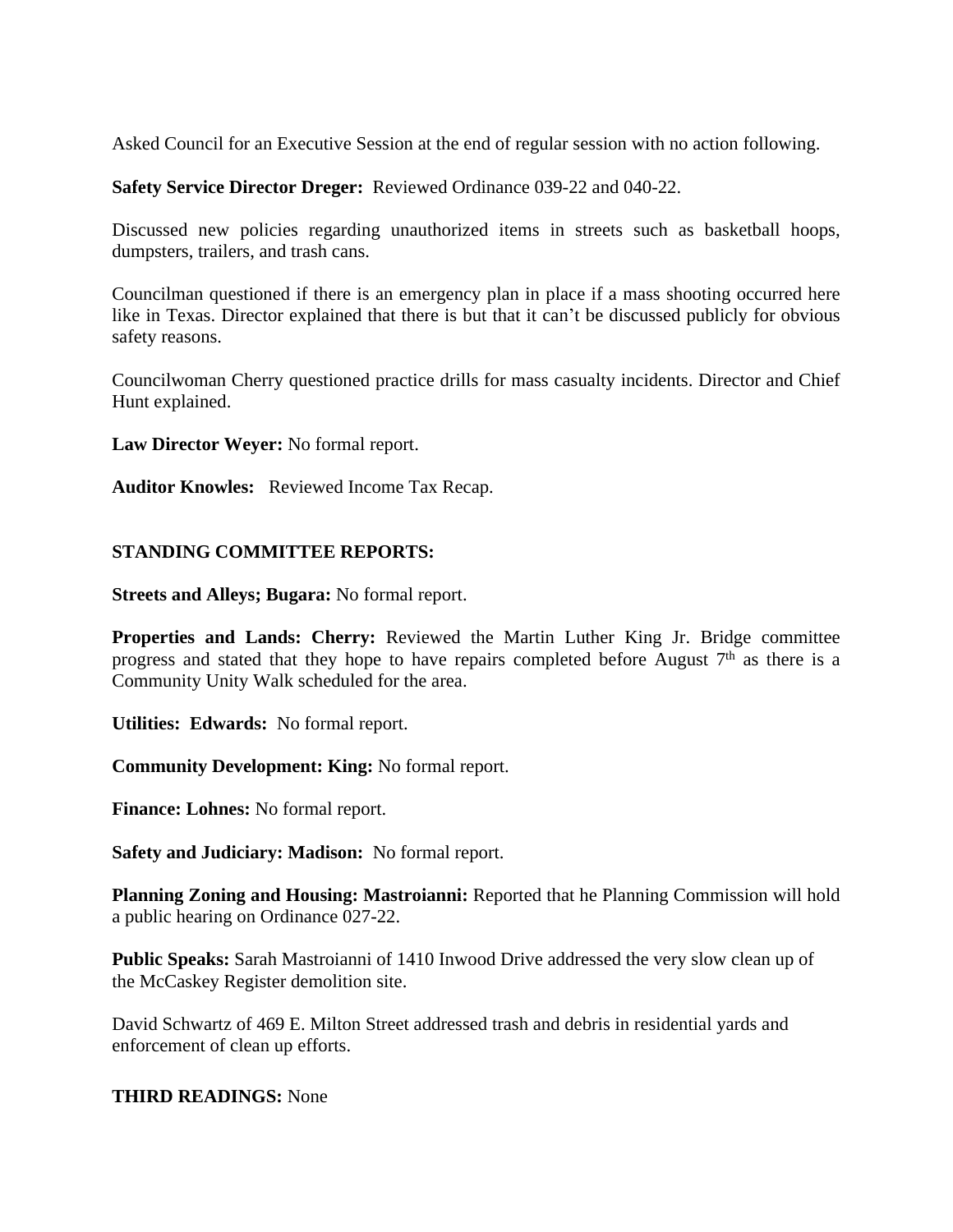Asked Council for an Executive Session at the end of regular session with no action following.

**Safety Service Director Dreger:** Reviewed Ordinance 039-22 and 040-22.

Discussed new policies regarding unauthorized items in streets such as basketball hoops, dumpsters, trailers, and trash cans.

Councilman questioned if there is an emergency plan in place if a mass shooting occurred here like in Texas. Director explained that there is but that it can't be discussed publicly for obvious safety reasons.

Councilwoman Cherry questioned practice drills for mass casualty incidents. Director and Chief Hunt explained.

**Law Director Weyer:** No formal report.

**Auditor Knowles:** Reviewed Income Tax Recap.

**STANDING COMMITTEE REPORTS:**

**Streets and Alleys; Bugara:** No formal report.

**Properties and Lands: Cherry:** Reviewed the Martin Luther King Jr. Bridge committee progress and stated that they hope to have repairs completed before August 7th as there is a Community Unity Walk scheduled for the area.

**Utilities: Edwards:** No formal report.

**Community Development: King:** No formal report.

**Finance: Lohnes:** No formal report.

**Safety and Judiciary: Madison:** No formal report.

**Planning Zoning and Housing: Mastroianni:** Reported that he Planning Commission will hold a public hearing on Ordinance 027-22.

**Public Speaks:** Sarah Mastroianni of 1410 Inwood Drive addressed the very slow clean up of the McCaskey Register demolition site.

David Schwartz of 469 E. Milton Street addressed trash and debris in residential yards and enforcement of clean up efforts.

**THIRD READINGS:** None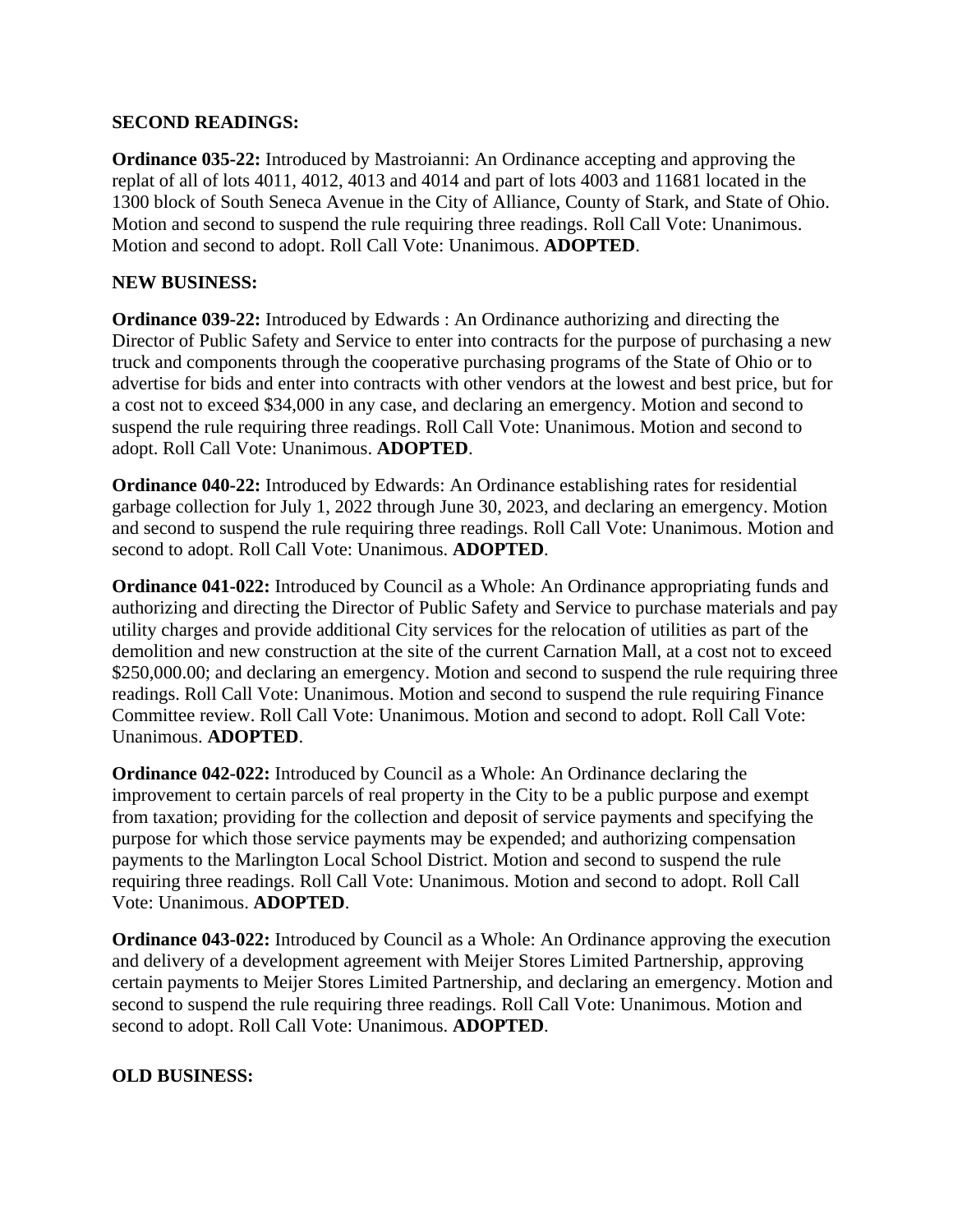**SECOND READINGS:**

**Ordinance 035-22:** Introduced by Mastroianni: An Ordinance accepting and approving the replat of all of lots 4011, 4012, 4013 and 4014 and part of lots 4003 and 11681 located in the 1300 block of South Seneca Avenue in the City of Alliance, County of Stark, and State of Ohio. Motion and second to suspend the rule requiring three readings. Roll Call Vote: Unanimous. Motion and second to adopt. Roll Call Vote: Unanimous. **ADOPTED**.

**NEW BUSINESS:**

**Ordinance 039-22:** Introduced by Edwards : An Ordinance authorizing and directing the Director of Public Safety and Service to enter into contracts for the purpose of purchasing a new truck and components through the cooperative purchasing programs of the State of Ohio or to advertise for bids and enter into contracts with other vendors at the lowest and best price, but for a cost not to exceed $34,000 in any case, and declaring an emergency. Motion and second to suspend the rule requiring three readings. Roll Call Vote: Unanimous. Motion and second to adopt. Roll Call Vote: Unanimous. **ADOPTED**.

**Ordinance 040-22:** Introduced by Edwards: An Ordinance establishing rates for residential garbage collection for July 1, 2022 through June 30, 2023, and declaring an emergency. Motion and second to suspend the rule requiring three readings. Roll Call Vote: Unanimous. Motion and second to adopt. Roll Call Vote: Unanimous. **ADOPTED**.

**Ordinance 041-022:** Introduced by Council as a Whole: An Ordinance appropriating funds and authorizing and directing the Director of Public Safety and Service to purchase materials and pay utility charges and provide additional City services for the relocation of utilities as part of the demolition and new construction at the site of the current Carnation Mall, at a cost not to exceed $250,000.00; and declaring an emergency. Motion and second to suspend the rule requiring three readings. Roll Call Vote: Unanimous. Motion and second to suspend the rule requiring Finance Committee review. Roll Call Vote: Unanimous. Motion and second to adopt. Roll Call Vote: Unanimous. **ADOPTED**.

**Ordinance 042-022:** Introduced by Council as a Whole: An Ordinance declaring the improvement to certain parcels of real property in the City to be a public purpose and exempt from taxation; providing for the collection and deposit of service payments and specifying the purpose for which those service payments may be expended; and authorizing compensation payments to the Marlington Local School District. Motion and second to suspend the rule requiring three readings. Roll Call Vote: Unanimous. Motion and second to adopt. Roll Call Vote: Unanimous. **ADOPTED**.

**Ordinance 043-022:** Introduced by Council as a Whole: An Ordinance approving the execution and delivery of a development agreement with Meijer Stores Limited Partnership, approving certain payments to Meijer Stores Limited Partnership, and declaring an emergency. Motion and second to suspend the rule requiring three readings. Roll Call Vote: Unanimous. Motion and second to adopt. Roll Call Vote: Unanimous. **ADOPTED**.

**OLD BUSINESS:**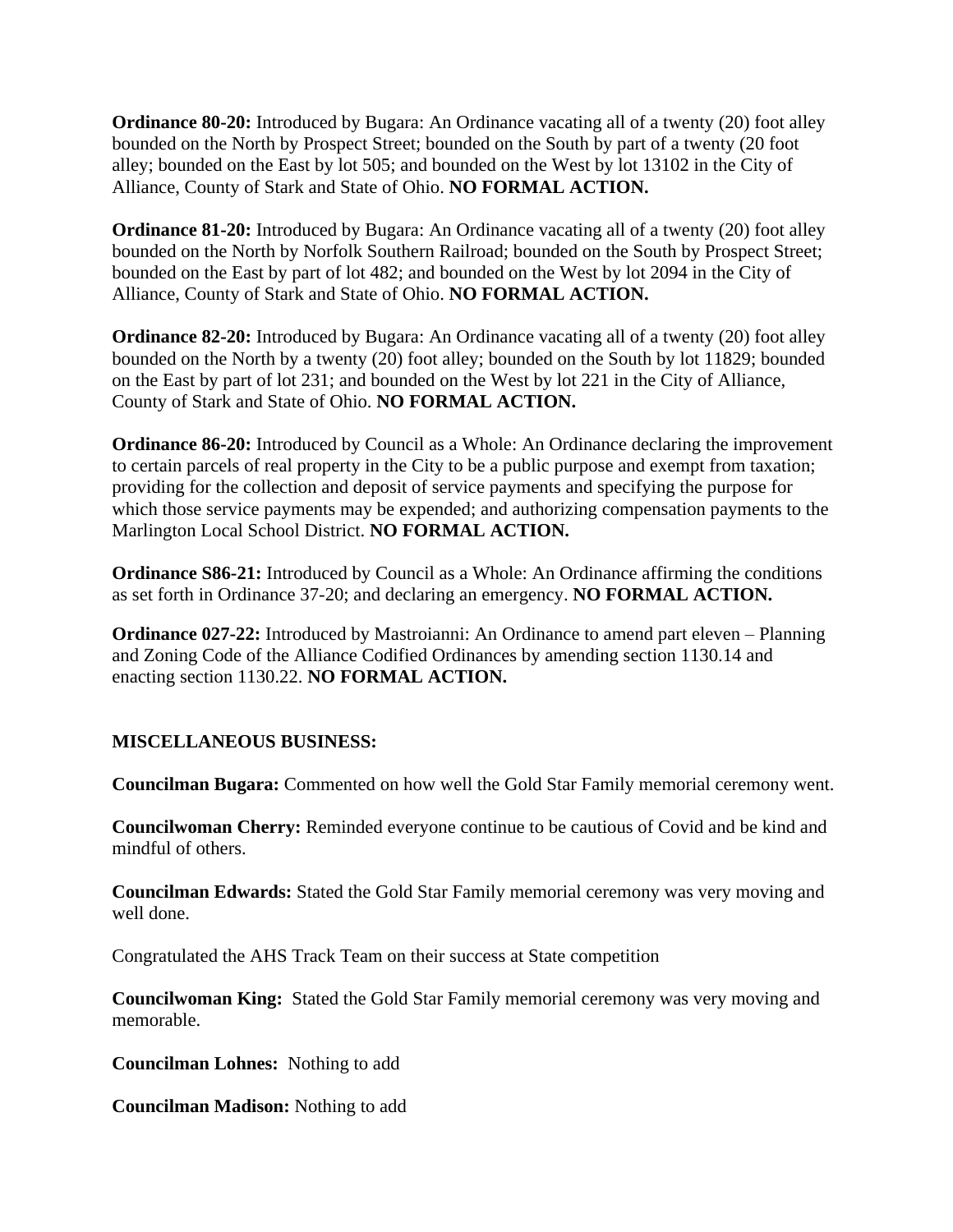**Ordinance 80-20:** Introduced by Bugara: An Ordinance vacating all of a twenty (20) foot alley bounded on the North by Prospect Street; bounded on the South by part of a twenty (20 foot alley; bounded on the East by lot 505; and bounded on the West by lot 13102 in the City of Alliance, County of Stark and State of Ohio. **NO FORMAL ACTION.**

**Ordinance 81-20:** Introduced by Bugara: An Ordinance vacating all of a twenty (20) foot alley bounded on the North by Norfolk Southern Railroad; bounded on the South by Prospect Street; bounded on the East by part of lot 482; and bounded on the West by lot 2094 in the City of Alliance, County of Stark and State of Ohio. **NO FORMAL ACTION.**

**Ordinance 82-20:** Introduced by Bugara: An Ordinance vacating all of a twenty (20) foot alley bounded on the North by a twenty (20) foot alley; bounded on the South by lot 11829; bounded on the East by part of lot 231; and bounded on the West by lot 221 in the City of Alliance, County of Stark and State of Ohio. **NO FORMAL ACTION.**

**Ordinance 86-20:** Introduced by Council as a Whole: An Ordinance declaring the improvement to certain parcels of real property in the City to be a public purpose and exempt from taxation; providing for the collection and deposit of service payments and specifying the purpose for which those service payments may be expended; and authorizing compensation payments to the Marlington Local School District. **NO FORMAL ACTION.**

**Ordinance S86-21:** Introduced by Council as a Whole: An Ordinance affirming the conditions as set forth in Ordinance 37-20; and declaring an emergency. **NO FORMAL ACTION.**

**Ordinance 027-22:** Introduced by Mastroianni: An Ordinance to amend part eleven – Planning and Zoning Code of the Alliance Codified Ordinances by amending section 1130.14 and enacting section 1130.22. **NO FORMAL ACTION.**

**MISCELLANEOUS BUSINESS:**

**Councilman Bugara:** Commented on how well the Gold Star Family memorial ceremony went.

**Councilwoman Cherry:** Reminded everyone continue to be cautious of Covid and be kind and mindful of others.

**Councilman Edwards:** Stated the Gold Star Family memorial ceremony was very moving and well done.

Congratulated the AHS Track Team on their success at State competition

**Councilwoman King:** Stated the Gold Star Family memorial ceremony was very moving and memorable.

**Councilman Lohnes:** Nothing to add

**Councilman Madison:** Nothing to add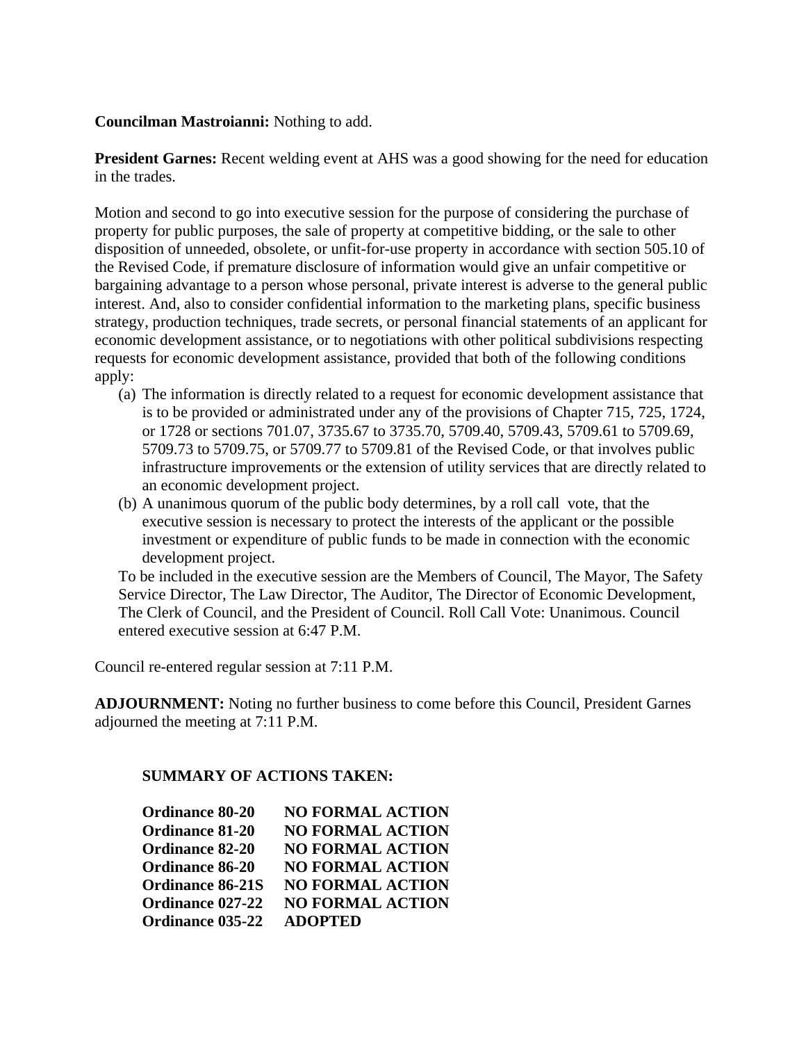**Councilman Mastroianni:** Nothing to add.

**President Garnes:** Recent welding event at AHS was a good showing for the need for education in the trades.

Motion and second to go into executive session for the purpose of considering the purchase of property for public purposes, the sale of property at competitive bidding, or the sale to other disposition of unneeded, obsolete, or unfit-for-use property in accordance with section 505.10 of the Revised Code, if premature disclosure of information would give an unfair competitive or bargaining advantage to a person whose personal, private interest is adverse to the general public interest. And, also to consider confidential information to the marketing plans, specific business strategy, production techniques, trade secrets, or personal financial statements of an applicant for economic development assistance, or to negotiations with other political subdivisions respecting requests for economic development assistance, provided that both of the following conditions apply:

(a) The information is directly related to a request for economic development assistance that is to be provided or administrated under any of the provisions of Chapter 715, 725, 1724, or 1728 or sections 701.07, 3735.67 to 3735.70, 5709.40, 5709.43, 5709.61 to 5709.69, 5709.73 to 5709.75, or 5709.77 to 5709.81 of the Revised Code, or that involves public infrastructure improvements or the extension of utility services that are directly related to an economic development project.

(b) A unanimous quorum of the public body determines, by a roll call vote, that the executive session is necessary to protect the interests of the applicant or the possible investment or expenditure of public funds to be made in connection with the economic development project.

To be included in the executive session are the Members of Council, The Mayor, The Safety Service Director, The Law Director, The Auditor, The Director of Economic Development, The Clerk of Council, and the President of Council. Roll Call Vote: Unanimous. Council entered executive session at 6:47 P.M.

Council re-entered regular session at 7:11 P.M.

**ADJOURNMENT:** Noting no further business to come before this Council, President Garnes adjourned the meeting at 7:11 P.M.

**SUMMARY OF ACTIONS TAKEN:**

| | |
|---|---|
| **Ordinance 80-20** | **NO FORMAL ACTION** |
| **Ordinance 81-20** | **NO FORMAL ACTION** |
| **Ordinance 82-20** | **NO FORMAL ACTION** |
| **Ordinance 86-20** | **NO FORMAL ACTION** |
| **Ordinance 86-21S** | **NO FORMAL ACTION** |
| **Ordinance 027-22** | **NO FORMAL ACTION** |
| **Ordinance 035-22** | **ADOPTED** |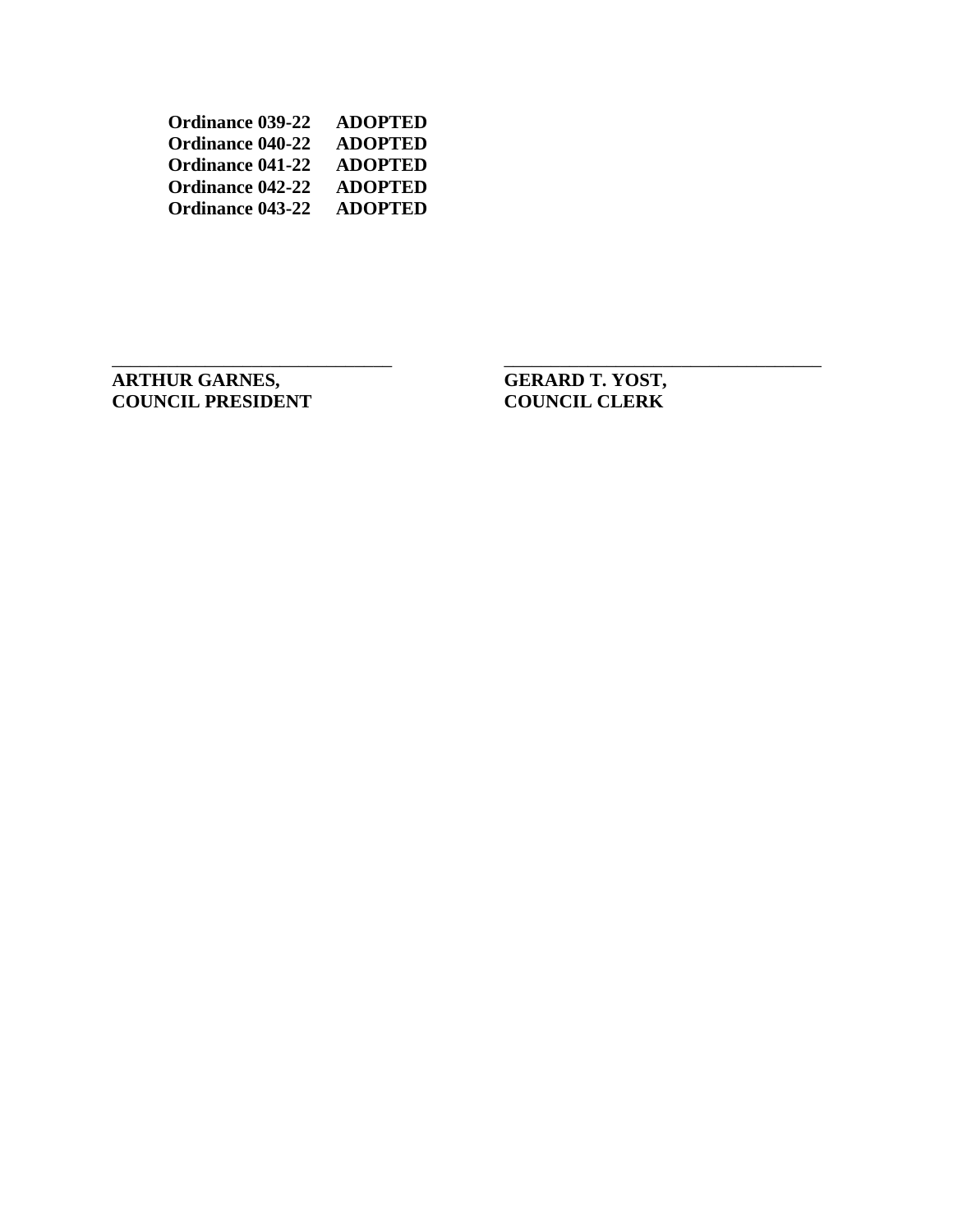| | |
|---|---|
| **Ordinance 039-22** | **ADOPTED** |
| **Ordinance 040-22** | **ADOPTED** |
| **Ordinance 041-22** | **ADOPTED** |
| **Ordinance 042-22** | **ADOPTED** |
| **Ordinance 043-22** | **ADOPTED** |

______________________________
**ARTHUR GARNES,**
**COUNCIL PRESIDENT**

______________________________
**GERARD T. YOST,**
**COUNCIL CLERK**